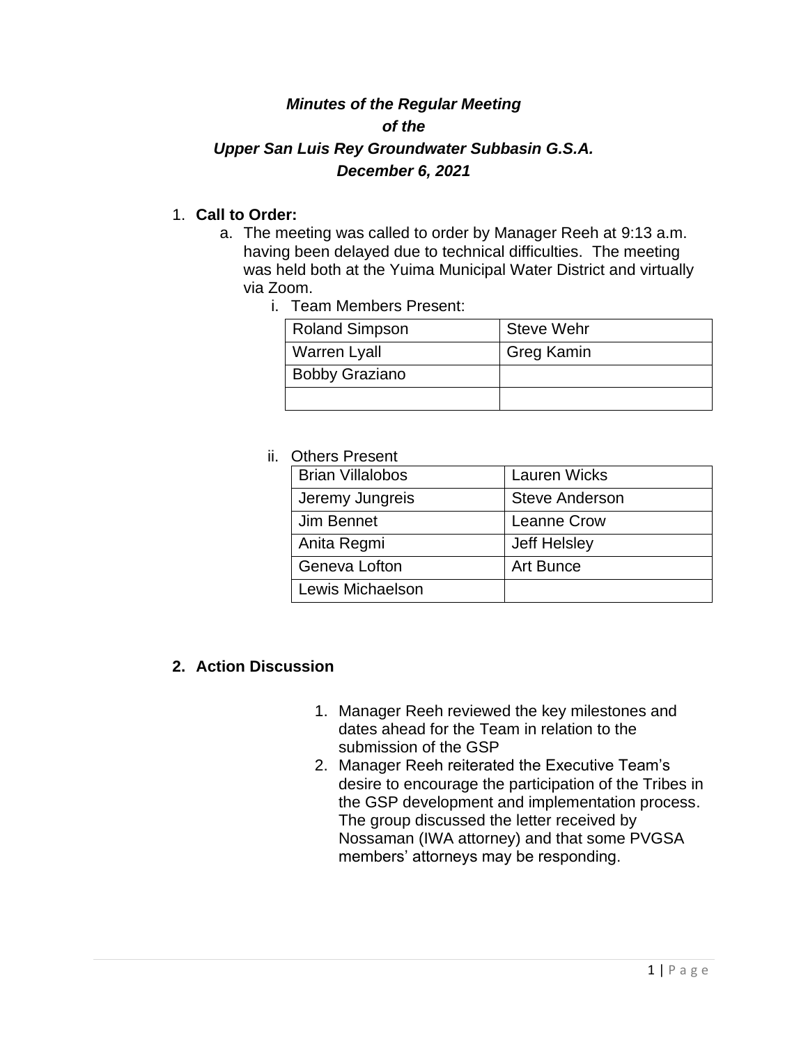***Minutes of the Regular Meeting***
***of the***
***Upper San Luis Rey Groundwater Subbasin G.S.A.***
***December 6, 2021***

1. **Call to Order:**
   a. The meeting was called to order by Manager Reeh at 9:13 a.m. having been delayed due to technical difficulties. The meeting was held both at the Yuima Municipal Water District and virtually via Zoom.
      i. Team Members Present:

| | |
|---|---|
| Roland Simpson | Steve Wehr |
| Warren Lyall | Greg Kamin |
| Bobby Graziano | |
| | |

      ii. Others Present

| | |
|---|---|
| Brian Villalobos | Lauren Wicks |
| Jeremy Jungreis | Steve Anderson |
| Jim Bennet | Leanne Crow |
| Anita Regmi | Jeff Helsley |
| Geneva Lofton | Art Bunce |
| Lewis Michaelson | |

2. **Action Discussion**

   1. Manager Reeh reviewed the key milestones and dates ahead for the Team in relation to the submission of the GSP
   2. Manager Reeh reiterated the Executive Team's desire to encourage the participation of the Tribes in the GSP development and implementation process. The group discussed the letter received by Nossaman (IWA attorney) and that some PVGSA members' attorneys may be responding.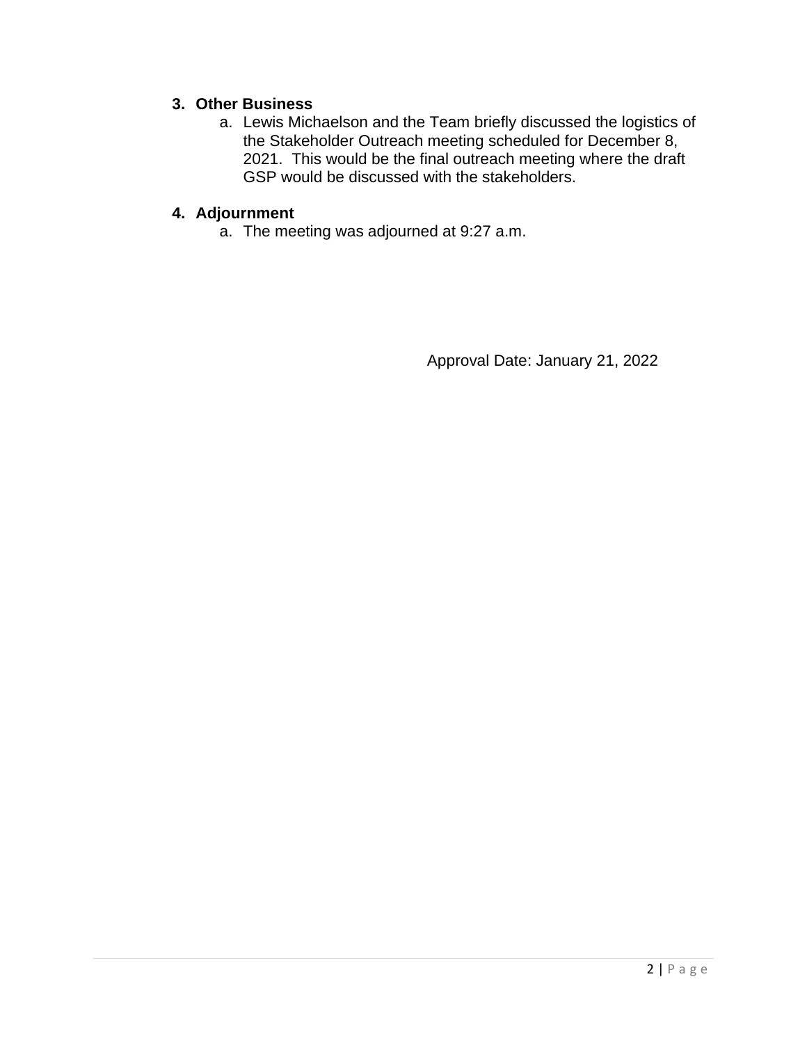3. **Other Business**
   a. Lewis Michaelson and the Team briefly discussed the logistics of the Stakeholder Outreach meeting scheduled for December 8, 2021. This would be the final outreach meeting where the draft GSP would be discussed with the stakeholders.

4. **Adjournment**
   a. The meeting was adjourned at 9:27 a.m.

Approval Date: January 21, 2022